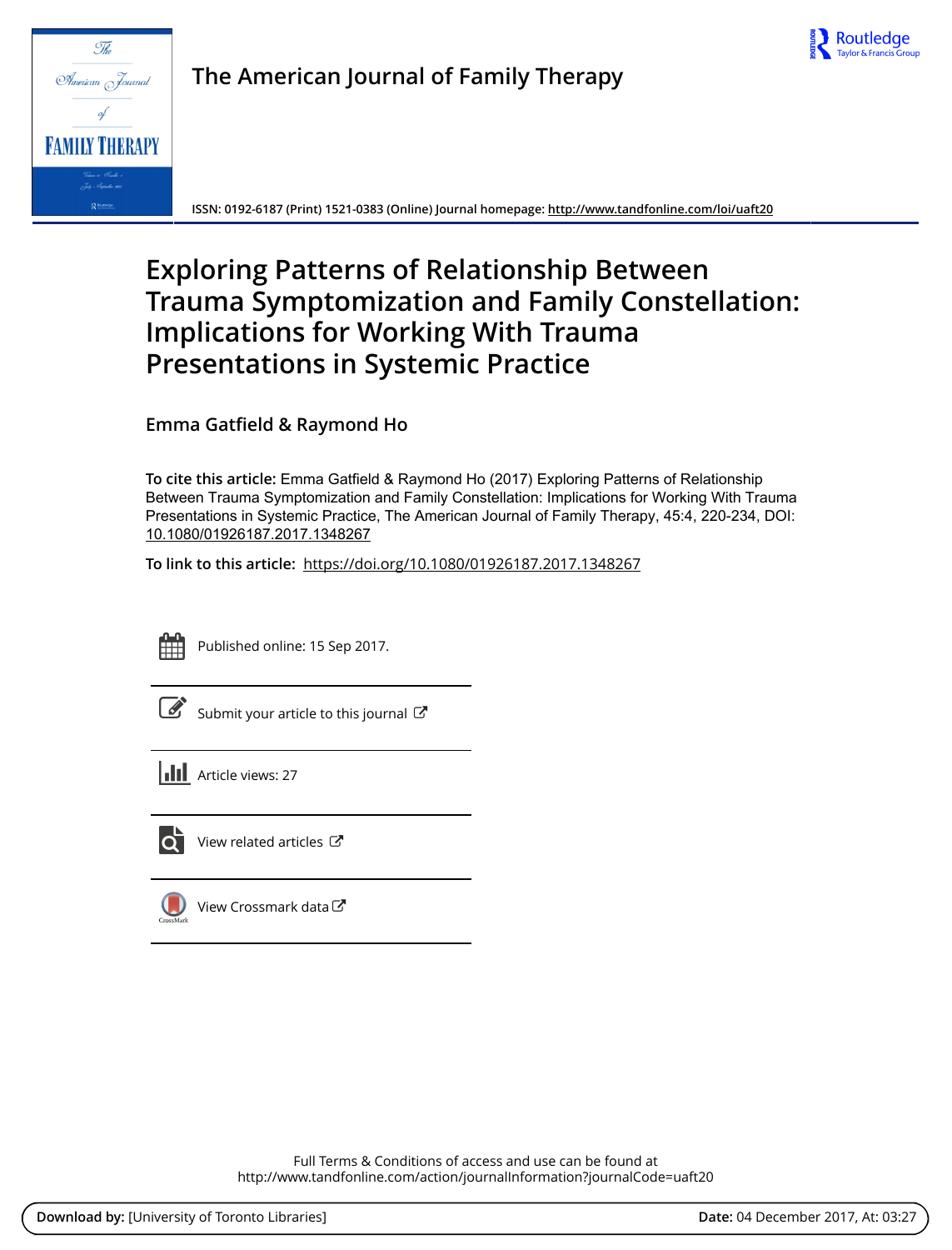# The American Journal of Family Therapy

ISSN: 0192-6187 (Print) 1521-0383 (Online) Journal homepage: http://www.tandfonline.com/loi/uaft20

# Exploring Patterns of Relationship Between Trauma Symptomization and Family Constellation: Implications for Working With Trauma Presentations in Systemic Practice

**Emma Gatfield & Raymond Ho**

**To cite this article:** Emma Gatfield & Raymond Ho (2017) Exploring Patterns of Relationship Between Trauma Symptomization and Family Constellation: Implications for Working With Trauma Presentations in Systemic Practice, The American Journal of Family Therapy, 45:4, 220-234, DOI: 10.1080/01926187.2017.1348267

**To link to this article:** https://doi.org/10.1080/01926187.2017.1348267

Published online: 15 Sep 2017.

Submit your article to this journal

Article views: 27

View related articles

View Crossmark data

Full Terms & Conditions of access and use can be found at
http://www.tandfonline.com/action/journalInformation?journalCode=uaft20

**Download by:** [University of Toronto Libraries] **Date:** 04 December 2017, At: 03:27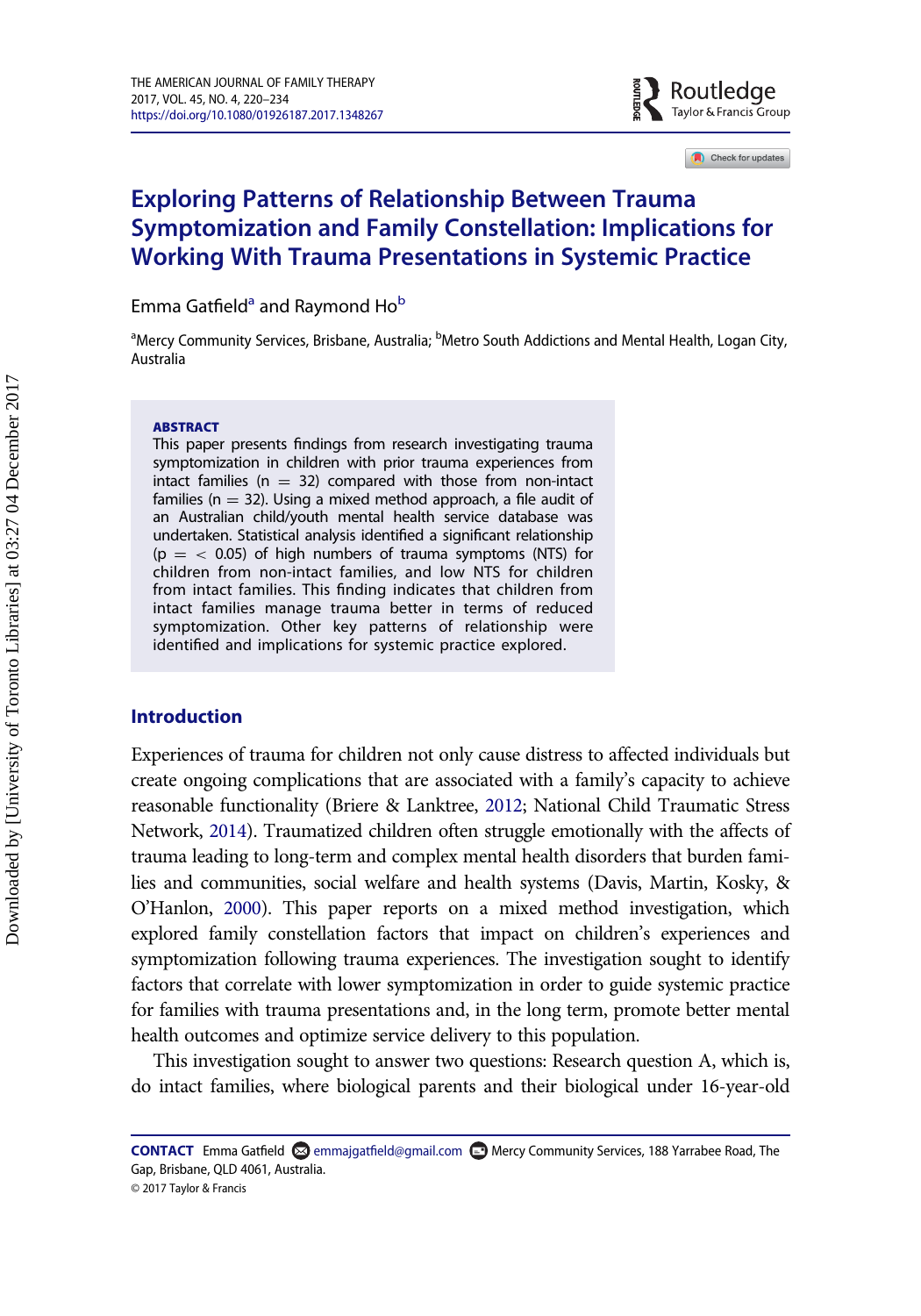# Exploring Patterns of Relationship Between Trauma Symptomization and Family Constellation: Implications for Working With Trauma Presentations in Systemic Practice

Emma Gatfield[a] and Raymond Ho[b]

[a]Mercy Community Services, Brisbane, Australia; [b]Metro South Addictions and Mental Health, Logan City, Australia

**ABSTRACT**

This paper presents findings from research investigating trauma symptomization in children with prior trauma experiences from intact families (n = 32) compared with those from non-intact families (n = 32). Using a mixed method approach, a file audit of an Australian child/youth mental health service database was undertaken. Statistical analysis identified a significant relationship ($p = < 0.05$) of high numbers of trauma symptoms (NTS) for children from non-intact families, and low NTS for children from intact families. This finding indicates that children from intact families manage trauma better in terms of reduced symptomization. Other key patterns of relationship were identified and implications for systemic practice explored.

## Introduction

Experiences of trauma for children not only cause distress to affected individuals but create ongoing complications that are associated with a family's capacity to achieve reasonable functionality (Briere & Lanktree, 2012; National Child Traumatic Stress Network, 2014). Traumatized children often struggle emotionally with the affects of trauma leading to long-term and complex mental health disorders that burden families and communities, social welfare and health systems (Davis, Martin, Kosky, & O'Hanlon, 2000). This paper reports on a mixed method investigation, which explored family constellation factors that impact on children's experiences and symptomization following trauma experiences. The investigation sought to identify factors that correlate with lower symptomization in order to guide systemic practice for families with trauma presentations and, in the long term, promote better mental health outcomes and optimize service delivery to this population.

This investigation sought to answer two questions: Research question A, which is, do intact families, where biological parents and their biological under 16-year-old

**CONTACT** Emma Gatfield emmajgatfield@gmail.com Mercy Community Services, 188 Yarrabee Road, The Gap, Brisbane, QLD 4061, Australia.

© 2017 Taylor & Francis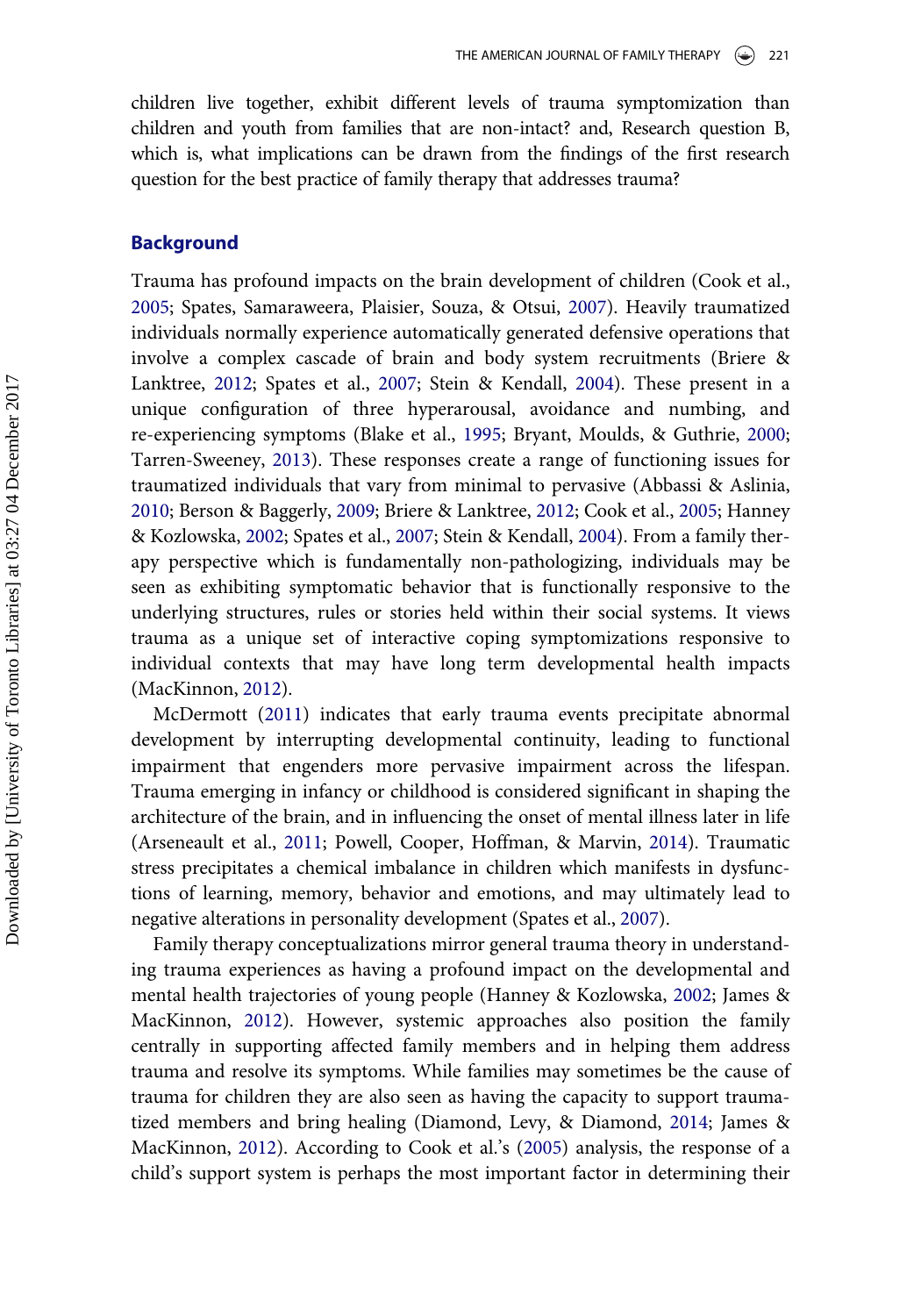children live together, exhibit different levels of trauma symptomization than children and youth from families that are non-intact? and, Research question B, which is, what implications can be drawn from the findings of the first research question for the best practice of family therapy that addresses trauma?

## Background

Trauma has profound impacts on the brain development of children (Cook et al., 2005; Spates, Samaraweera, Plaisier, Souza, & Otsui, 2007). Heavily traumatized individuals normally experience automatically generated defensive operations that involve a complex cascade of brain and body system recruitments (Briere & Lanktree, 2012; Spates et al., 2007; Stein & Kendall, 2004). These present in a unique configuration of three hyperarousal, avoidance and numbing, and re-experiencing symptoms (Blake et al., 1995; Bryant, Moulds, & Guthrie, 2000; Tarren-Sweeney, 2013). These responses create a range of functioning issues for traumatized individuals that vary from minimal to pervasive (Abbassi & Aslinia, 2010; Berson & Baggerly, 2009; Briere & Lanktree, 2012; Cook et al., 2005; Hanney & Kozlowska, 2002; Spates et al., 2007; Stein & Kendall, 2004). From a family therapy perspective which is fundamentally non-pathologizing, individuals may be seen as exhibiting symptomatic behavior that is functionally responsive to the underlying structures, rules or stories held within their social systems. It views trauma as a unique set of interactive coping symptomizations responsive to individual contexts that may have long term developmental health impacts (MacKinnon, 2012).

McDermott (2011) indicates that early trauma events precipitate abnormal development by interrupting developmental continuity, leading to functional impairment that engenders more pervasive impairment across the lifespan. Trauma emerging in infancy or childhood is considered significant in shaping the architecture of the brain, and in influencing the onset of mental illness later in life (Arseneault et al., 2011; Powell, Cooper, Hoffman, & Marvin, 2014). Traumatic stress precipitates a chemical imbalance in children which manifests in dysfunctions of learning, memory, behavior and emotions, and may ultimately lead to negative alterations in personality development (Spates et al., 2007).

Family therapy conceptualizations mirror general trauma theory in understanding trauma experiences as having a profound impact on the developmental and mental health trajectories of young people (Hanney & Kozlowska, 2002; James & MacKinnon, 2012). However, systemic approaches also position the family centrally in supporting affected family members and in helping them address trauma and resolve its symptoms. While families may sometimes be the cause of trauma for children they are also seen as having the capacity to support traumatized members and bring healing (Diamond, Levy, & Diamond, 2014; James & MacKinnon, 2012). According to Cook et al.'s (2005) analysis, the response of a child's support system is perhaps the most important factor in determining their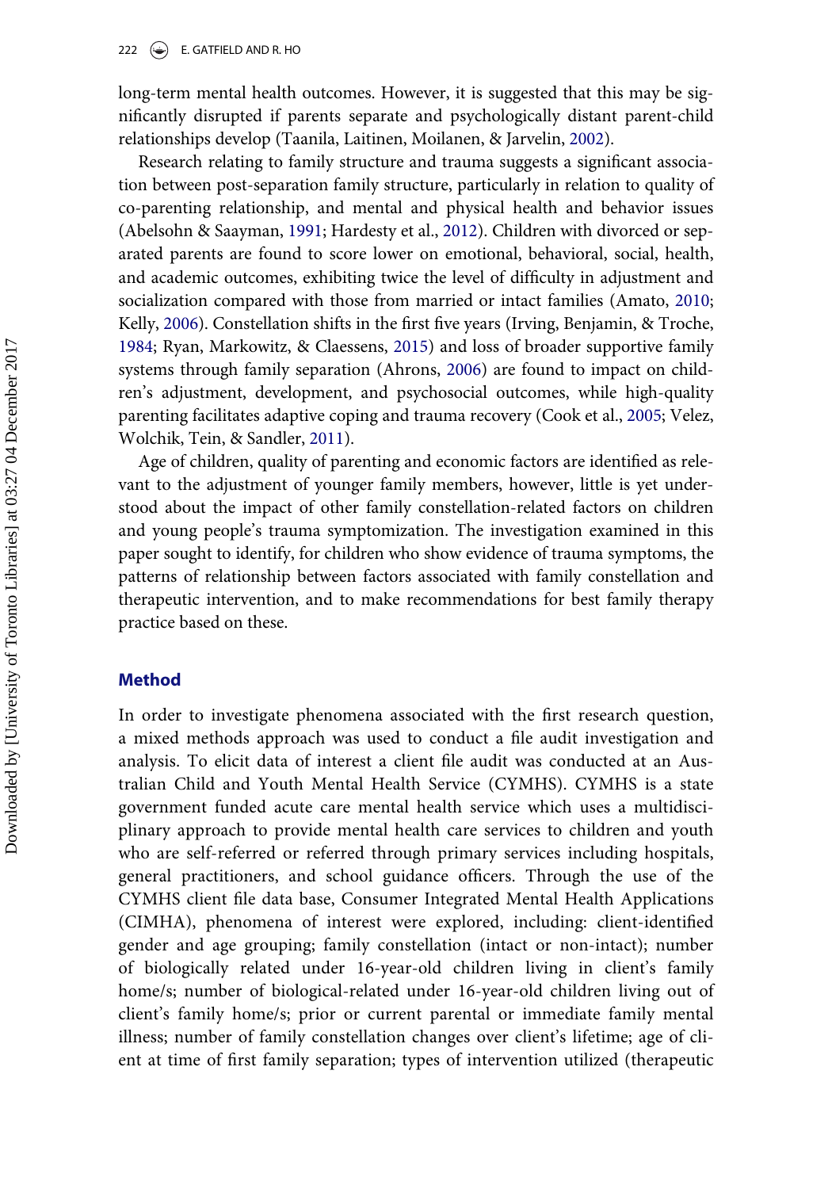long-term mental health outcomes. However, it is suggested that this may be significantly disrupted if parents separate and psychologically distant parent-child relationships develop (Taanila, Laitinen, Moilanen, & Jarvelin, 2002).

Research relating to family structure and trauma suggests a significant association between post-separation family structure, particularly in relation to quality of co-parenting relationship, and mental and physical health and behavior issues (Abelsohn & Saayman, 1991; Hardesty et al., 2012). Children with divorced or separated parents are found to score lower on emotional, behavioral, social, health, and academic outcomes, exhibiting twice the level of difficulty in adjustment and socialization compared with those from married or intact families (Amato, 2010; Kelly, 2006). Constellation shifts in the first five years (Irving, Benjamin, & Troche, 1984; Ryan, Markowitz, & Claessens, 2015) and loss of broader supportive family systems through family separation (Ahrons, 2006) are found to impact on children's adjustment, development, and psychosocial outcomes, while high-quality parenting facilitates adaptive coping and trauma recovery (Cook et al., 2005; Velez, Wolchik, Tein, & Sandler, 2011).

Age of children, quality of parenting and economic factors are identified as relevant to the adjustment of younger family members, however, little is yet understood about the impact of other family constellation-related factors on children and young people's trauma symptomization. The investigation examined in this paper sought to identify, for children who show evidence of trauma symptoms, the patterns of relationship between factors associated with family constellation and therapeutic intervention, and to make recommendations for best family therapy practice based on these.

## Method

In order to investigate phenomena associated with the first research question, a mixed methods approach was used to conduct a file audit investigation and analysis. To elicit data of interest a client file audit was conducted at an Australian Child and Youth Mental Health Service (CYMHS). CYMHS is a state government funded acute care mental health service which uses a multidisciplinary approach to provide mental health care services to children and youth who are self-referred or referred through primary services including hospitals, general practitioners, and school guidance officers. Through the use of the CYMHS client file data base, Consumer Integrated Mental Health Applications (CIMHA), phenomena of interest were explored, including: client-identified gender and age grouping; family constellation (intact or non-intact); number of biologically related under 16-year-old children living in client's family home/s; number of biological-related under 16-year-old children living out of client's family home/s; prior or current parental or immediate family mental illness; number of family constellation changes over client's lifetime; age of client at time of first family separation; types of intervention utilized (therapeutic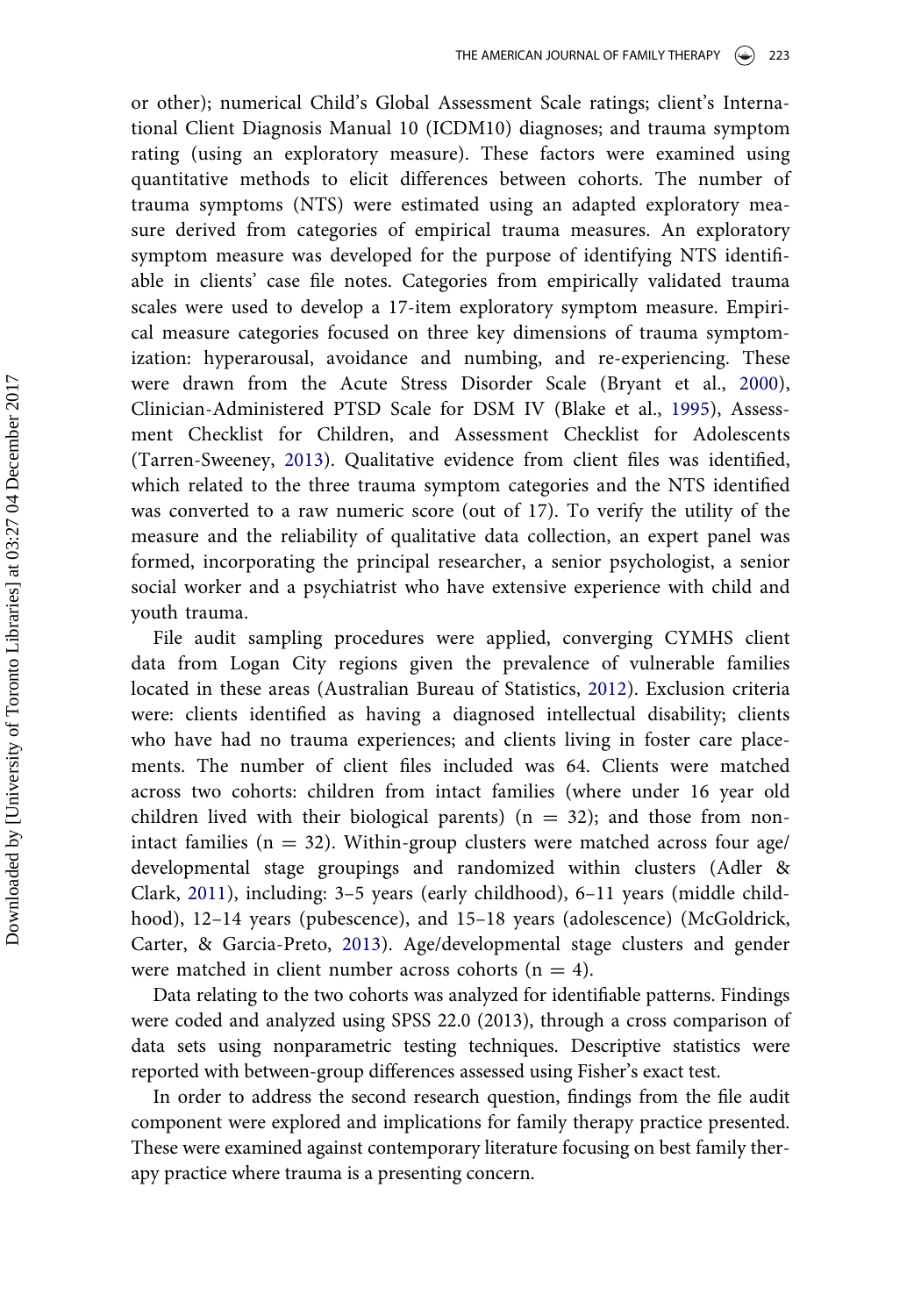or other); numerical Child's Global Assessment Scale ratings; client's International Client Diagnosis Manual 10 (ICDM10) diagnoses; and trauma symptom rating (using an exploratory measure). These factors were examined using quantitative methods to elicit differences between cohorts. The number of trauma symptoms (NTS) were estimated using an adapted exploratory measure derived from categories of empirical trauma measures. An exploratory symptom measure was developed for the purpose of identifying NTS identifiable in clients' case file notes. Categories from empirically validated trauma scales were used to develop a 17-item exploratory symptom measure. Empirical measure categories focused on three key dimensions of trauma symptomization: hyperarousal, avoidance and numbing, and re-experiencing. These were drawn from the Acute Stress Disorder Scale (Bryant et al., 2000), Clinician-Administered PTSD Scale for DSM IV (Blake et al., 1995), Assessment Checklist for Children, and Assessment Checklist for Adolescents (Tarren-Sweeney, 2013). Qualitative evidence from client files was identified, which related to the three trauma symptom categories and the NTS identified was converted to a raw numeric score (out of 17). To verify the utility of the measure and the reliability of qualitative data collection, an expert panel was formed, incorporating the principal researcher, a senior psychologist, a senior social worker and a psychiatrist who have extensive experience with child and youth trauma.

File audit sampling procedures were applied, converging CYMHS client data from Logan City regions given the prevalence of vulnerable families located in these areas (Australian Bureau of Statistics, 2012). Exclusion criteria were: clients identified as having a diagnosed intellectual disability; clients who have had no trauma experiences; and clients living in foster care placements. The number of client files included was 64. Clients were matched across two cohorts: children from intact families (where under 16 year old children lived with their biological parents) (n = 32); and those from non-intact families (n = 32). Within-group clusters were matched across four age/developmental stage groupings and randomized within clusters (Adler & Clark, 2011), including: 3–5 years (early childhood), 6–11 years (middle childhood), 12–14 years (pubescence), and 15–18 years (adolescence) (McGoldrick, Carter, & Garcia-Preto, 2013). Age/developmental stage clusters and gender were matched in client number across cohorts (n = 4).

Data relating to the two cohorts was analyzed for identifiable patterns. Findings were coded and analyzed using SPSS 22.0 (2013), through a cross comparison of data sets using nonparametric testing techniques. Descriptive statistics were reported with between-group differences assessed using Fisher's exact test.

In order to address the second research question, findings from the file audit component were explored and implications for family therapy practice presented. These were examined against contemporary literature focusing on best family therapy practice where trauma is a presenting concern.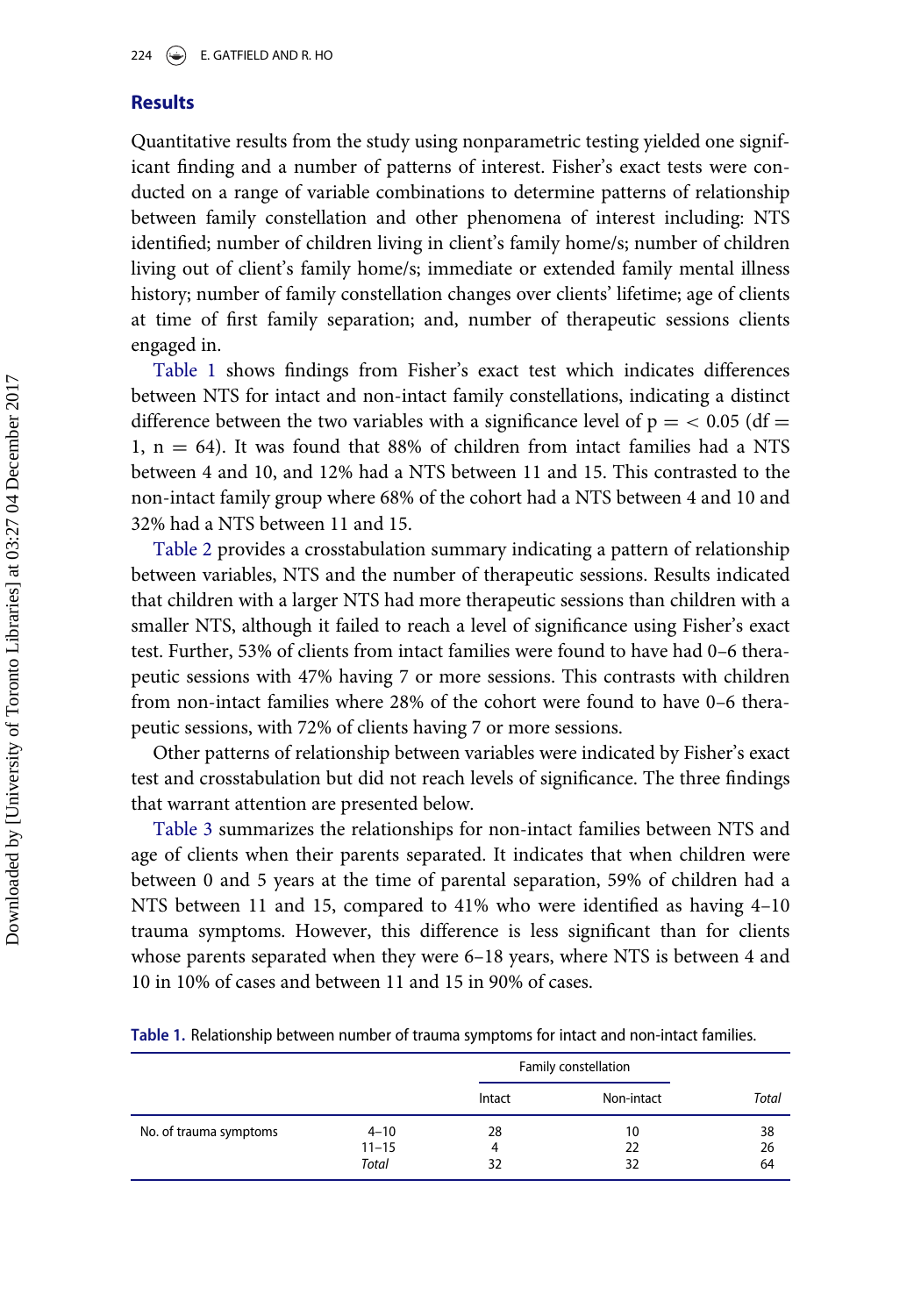## Results

Quantitative results from the study using nonparametric testing yielded one significant finding and a number of patterns of interest. Fisher's exact tests were conducted on a range of variable combinations to determine patterns of relationship between family constellation and other phenomena of interest including: NTS identified; number of children living in client's family home/s; number of children living out of client's family home/s; immediate or extended family mental illness history; number of family constellation changes over clients' lifetime; age of clients at time of first family separation; and, number of therapeutic sessions clients engaged in.

Table 1 shows findings from Fisher's exact test which indicates differences between NTS for intact and non-intact family constellations, indicating a distinct difference between the two variables with a significance level of $p = < 0.05$ ($df = 1$, $n = 64$). It was found that 88% of children from intact families had a NTS between 4 and 10, and 12% had a NTS between 11 and 15. This contrasted to the non-intact family group where 68% of the cohort had a NTS between 4 and 10 and 32% had a NTS between 11 and 15.

Table 2 provides a crosstabulation summary indicating a pattern of relationship between variables, NTS and the number of therapeutic sessions. Results indicated that children with a larger NTS had more therapeutic sessions than children with a smaller NTS, although it failed to reach a level of significance using Fisher's exact test. Further, 53% of clients from intact families were found to have had 0–6 therapeutic sessions with 47% having 7 or more sessions. This contrasts with children from non-intact families where 28% of the cohort were found to have 0–6 therapeutic sessions, with 72% of clients having 7 or more sessions.

Other patterns of relationship between variables were indicated by Fisher's exact test and crosstabulation but did not reach levels of significance. The three findings that warrant attention are presented below.

Table 3 summarizes the relationships for non-intact families between NTS and age of clients when their parents separated. It indicates that when children were between 0 and 5 years at the time of parental separation, 59% of children had a NTS between 11 and 15, compared to 41% who were identified as having 4–10 trauma symptoms. However, this difference is less significant than for clients whose parents separated when they were 6–18 years, where NTS is between 4 and 10 in 10% of cases and between 11 and 15 in 90% of cases.

**Table 1.** Relationship between number of trauma symptoms for intact and non-intact families.

| | | Family constellation | | |
|---|---|---|---|---|
| | | Intact | Non-intact | *Total* |
| No. of trauma symptoms | 4–10 | 28 | 10 | 38 |
| | 11–15 | 4 | 22 | 26 |
| | *Total* | 32 | 32 | 64 |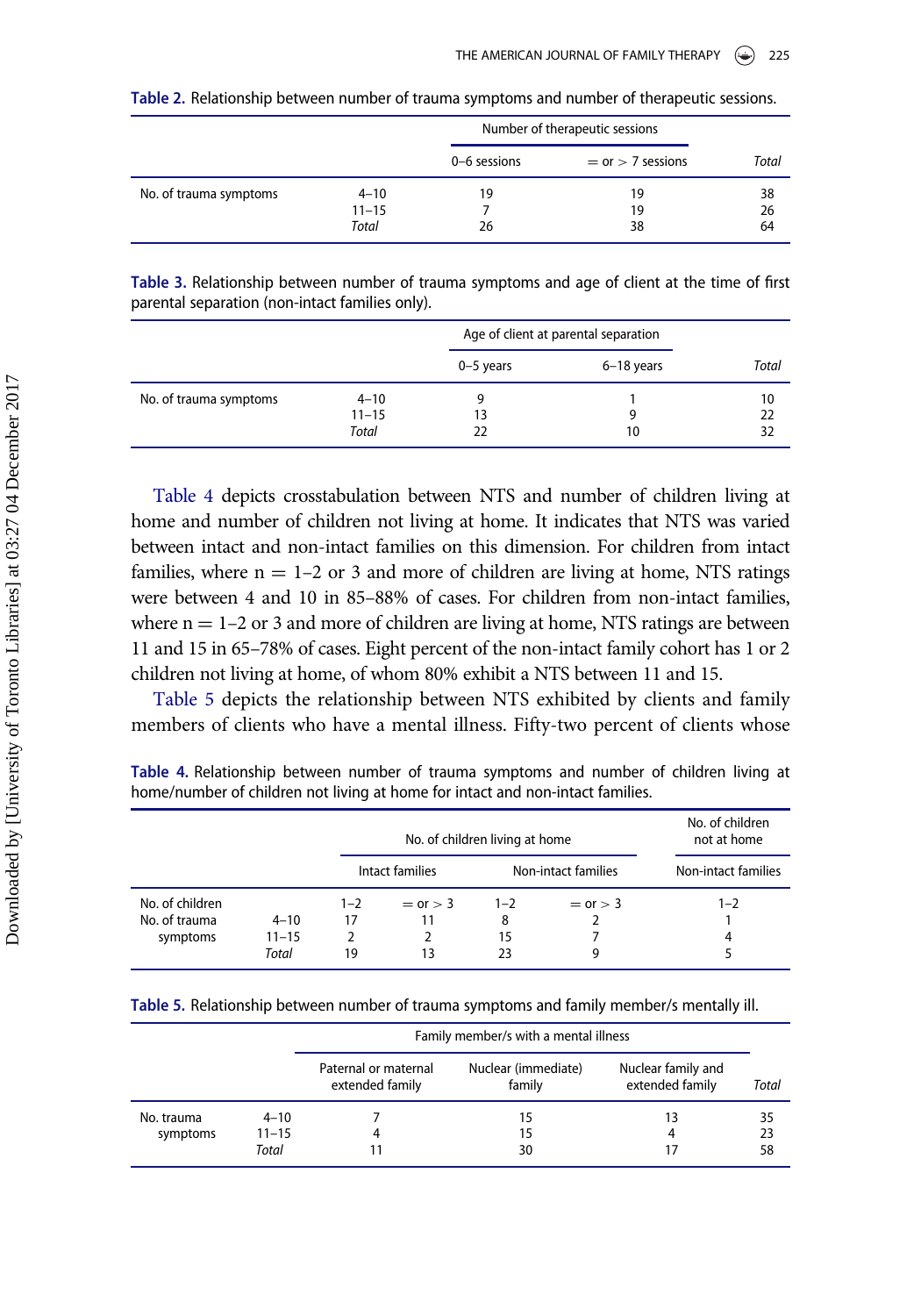**Table 2.** Relationship between number of trauma symptoms and number of therapeutic sessions.

| | | Number of therapeutic sessions | | |
|---|---|---|---|---|
| | | 0–6 sessions | = or > 7 sessions | *Total* |
| No. of trauma symptoms | 4–10 | 19 | 19 | 38 |
| | 11–15 | 7 | 19 | 26 |
| | *Total* | 26 | 38 | 64 |

**Table 3.** Relationship between number of trauma symptoms and age of client at the time of first parental separation (non-intact families only).

| | | Age of client at parental separation | | |
|---|---|---|---|---|
| | | 0–5 years | 6–18 years | *Total* |
| No. of trauma symptoms | 4–10 | 9 | 1 | 10 |
| | 11–15 | 13 | 9 | 22 |
| | *Total* | 22 | 10 | 32 |

Table 4 depicts crosstabulation between NTS and number of children living at home and number of children not living at home. It indicates that NTS was varied between intact and non-intact families on this dimension. For children from intact families, where n = 1–2 or 3 and more of children are living at home, NTS ratings were between 4 and 10 in 85–88% of cases. For children from non-intact families, where n = 1–2 or 3 and more of children are living at home, NTS ratings are between 11 and 15 in 65–78% of cases. Eight percent of the non-intact family cohort has 1 or 2 children not living at home, of whom 80% exhibit a NTS between 11 and 15.

Table 5 depicts the relationship between NTS exhibited by clients and family members of clients who have a mental illness. Fifty-two percent of clients whose

**Table 4.** Relationship between number of trauma symptoms and number of children living at home/number of children not living at home for intact and non-intact families.

| | | No. of children living at home | | | | No. of children not at home |
|---|---|---|---|---|---|---|
| | | Intact families | | Non-intact families | | Non-intact families |
| No. of children | | 1–2 | = or > 3 | 1–2 | = or > 3 | 1–2 |
| No. of trauma symptoms | 4–10 | 17 | 11 | 8 | 2 | 1 |
| | 11–15 | 2 | 2 | 15 | 7 | 4 |
| | *Total* | 19 | 13 | 23 | 9 | 5 |

**Table 5.** Relationship between number of trauma symptoms and family member/s mentally ill.

| | | Family member/s with a mental illness | | | |
|---|---|---|---|---|---|
| | | Paternal or maternal extended family | Nuclear (immediate) family | Nuclear family and extended family | *Total* |
| No. trauma symptoms | 4–10 | 7 | 15 | 13 | 35 |
| | 11–15 | 4 | 15 | 4 | 23 |
| | *Total* | 11 | 30 | 17 | 58 |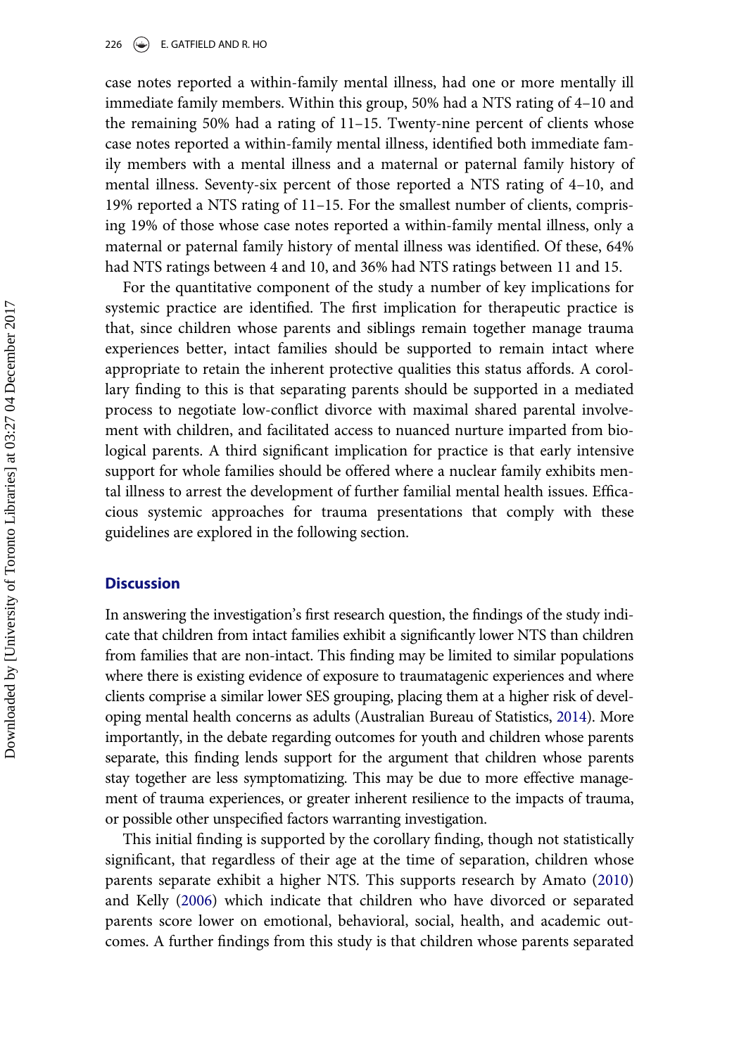case notes reported a within-family mental illness, had one or more mentally ill immediate family members. Within this group, 50% had a NTS rating of 4–10 and the remaining 50% had a rating of 11–15. Twenty-nine percent of clients whose case notes reported a within-family mental illness, identified both immediate family members with a mental illness and a maternal or paternal family history of mental illness. Seventy-six percent of those reported a NTS rating of 4–10, and 19% reported a NTS rating of 11–15. For the smallest number of clients, comprising 19% of those whose case notes reported a within-family mental illness, only a maternal or paternal family history of mental illness was identified. Of these, 64% had NTS ratings between 4 and 10, and 36% had NTS ratings between 11 and 15.

For the quantitative component of the study a number of key implications for systemic practice are identified. The first implication for therapeutic practice is that, since children whose parents and siblings remain together manage trauma experiences better, intact families should be supported to remain intact where appropriate to retain the inherent protective qualities this status affords. A corollary finding to this is that separating parents should be supported in a mediated process to negotiate low-conflict divorce with maximal shared parental involvement with children, and facilitated access to nuanced nurture imparted from biological parents. A third significant implication for practice is that early intensive support for whole families should be offered where a nuclear family exhibits mental illness to arrest the development of further familial mental health issues. Efficacious systemic approaches for trauma presentations that comply with these guidelines are explored in the following section.

## Discussion

In answering the investigation's first research question, the findings of the study indicate that children from intact families exhibit a significantly lower NTS than children from families that are non-intact. This finding may be limited to similar populations where there is existing evidence of exposure to traumatagenic experiences and where clients comprise a similar lower SES grouping, placing them at a higher risk of developing mental health concerns as adults (Australian Bureau of Statistics, 2014). More importantly, in the debate regarding outcomes for youth and children whose parents separate, this finding lends support for the argument that children whose parents stay together are less symptomatizing. This may be due to more effective management of trauma experiences, or greater inherent resilience to the impacts of trauma, or possible other unspecified factors warranting investigation.

This initial finding is supported by the corollary finding, though not statistically significant, that regardless of their age at the time of separation, children whose parents separate exhibit a higher NTS. This supports research by Amato (2010) and Kelly (2006) which indicate that children who have divorced or separated parents score lower on emotional, behavioral, social, health, and academic outcomes. A further findings from this study is that children whose parents separated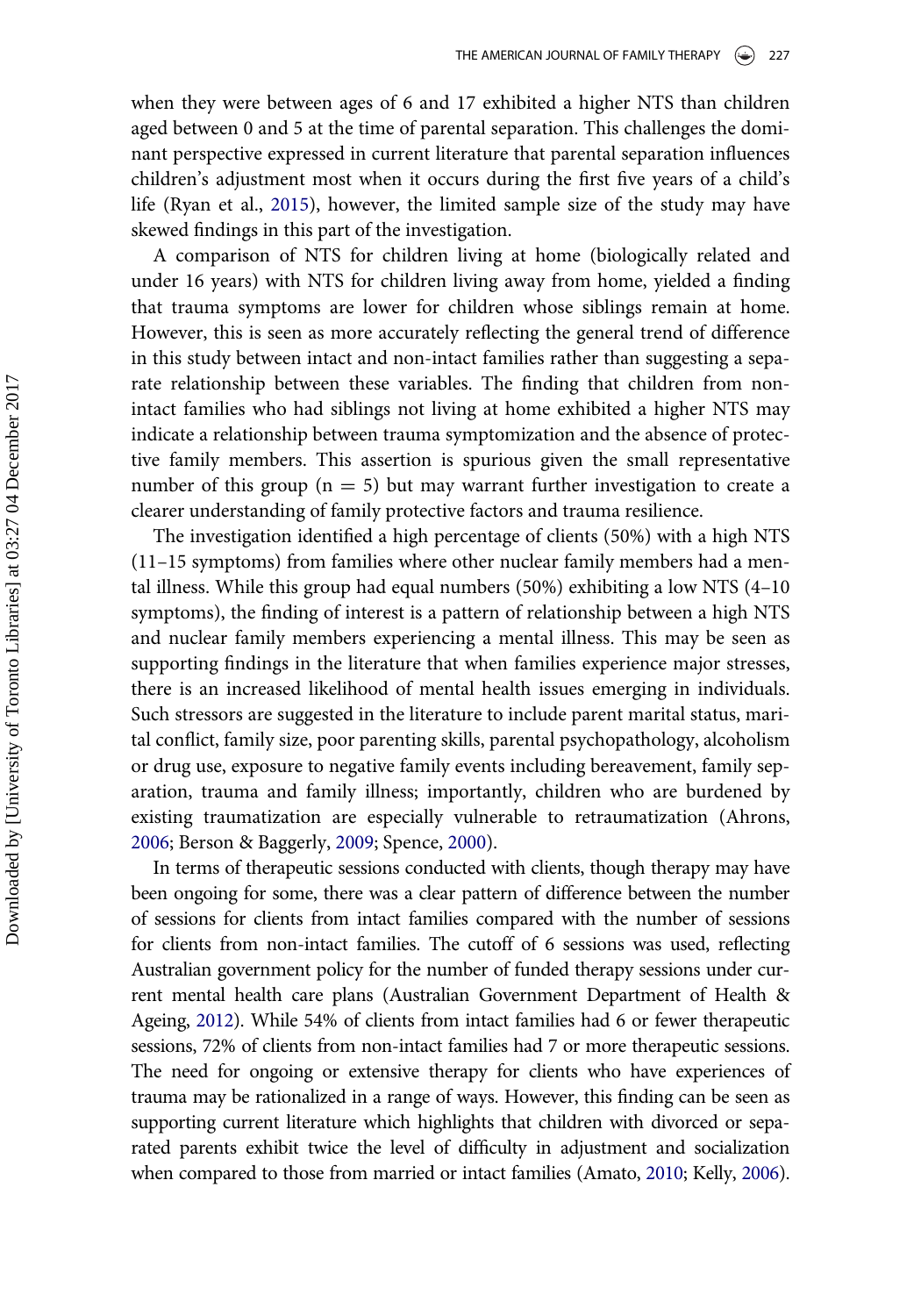when they were between ages of 6 and 17 exhibited a higher NTS than children aged between 0 and 5 at the time of parental separation. This challenges the dominant perspective expressed in current literature that parental separation influences children's adjustment most when it occurs during the first five years of a child's life (Ryan et al., 2015), however, the limited sample size of the study may have skewed findings in this part of the investigation.

A comparison of NTS for children living at home (biologically related and under 16 years) with NTS for children living away from home, yielded a finding that trauma symptoms are lower for children whose siblings remain at home. However, this is seen as more accurately reflecting the general trend of difference in this study between intact and non-intact families rather than suggesting a separate relationship between these variables. The finding that children from non-intact families who had siblings not living at home exhibited a higher NTS may indicate a relationship between trauma symptomization and the absence of protective family members. This assertion is spurious given the small representative number of this group ($n = 5$) but may warrant further investigation to create a clearer understanding of family protective factors and trauma resilience.

The investigation identified a high percentage of clients (50%) with a high NTS (11–15 symptoms) from families where other nuclear family members had a mental illness. While this group had equal numbers (50%) exhibiting a low NTS (4–10 symptoms), the finding of interest is a pattern of relationship between a high NTS and nuclear family members experiencing a mental illness. This may be seen as supporting findings in the literature that when families experience major stresses, there is an increased likelihood of mental health issues emerging in individuals. Such stressors are suggested in the literature to include parent marital status, marital conflict, family size, poor parenting skills, parental psychopathology, alcoholism or drug use, exposure to negative family events including bereavement, family separation, trauma and family illness; importantly, children who are burdened by existing traumatization are especially vulnerable to retraumatization (Ahrons, 2006; Berson & Baggerly, 2009; Spence, 2000).

In terms of therapeutic sessions conducted with clients, though therapy may have been ongoing for some, there was a clear pattern of difference between the number of sessions for clients from intact families compared with the number of sessions for clients from non-intact families. The cutoff of 6 sessions was used, reflecting Australian government policy for the number of funded therapy sessions under current mental health care plans (Australian Government Department of Health & Ageing, 2012). While 54% of clients from intact families had 6 or fewer therapeutic sessions, 72% of clients from non-intact families had 7 or more therapeutic sessions. The need for ongoing or extensive therapy for clients who have experiences of trauma may be rationalized in a range of ways. However, this finding can be seen as supporting current literature which highlights that children with divorced or separated parents exhibit twice the level of difficulty in adjustment and socialization when compared to those from married or intact families (Amato, 2010; Kelly, 2006).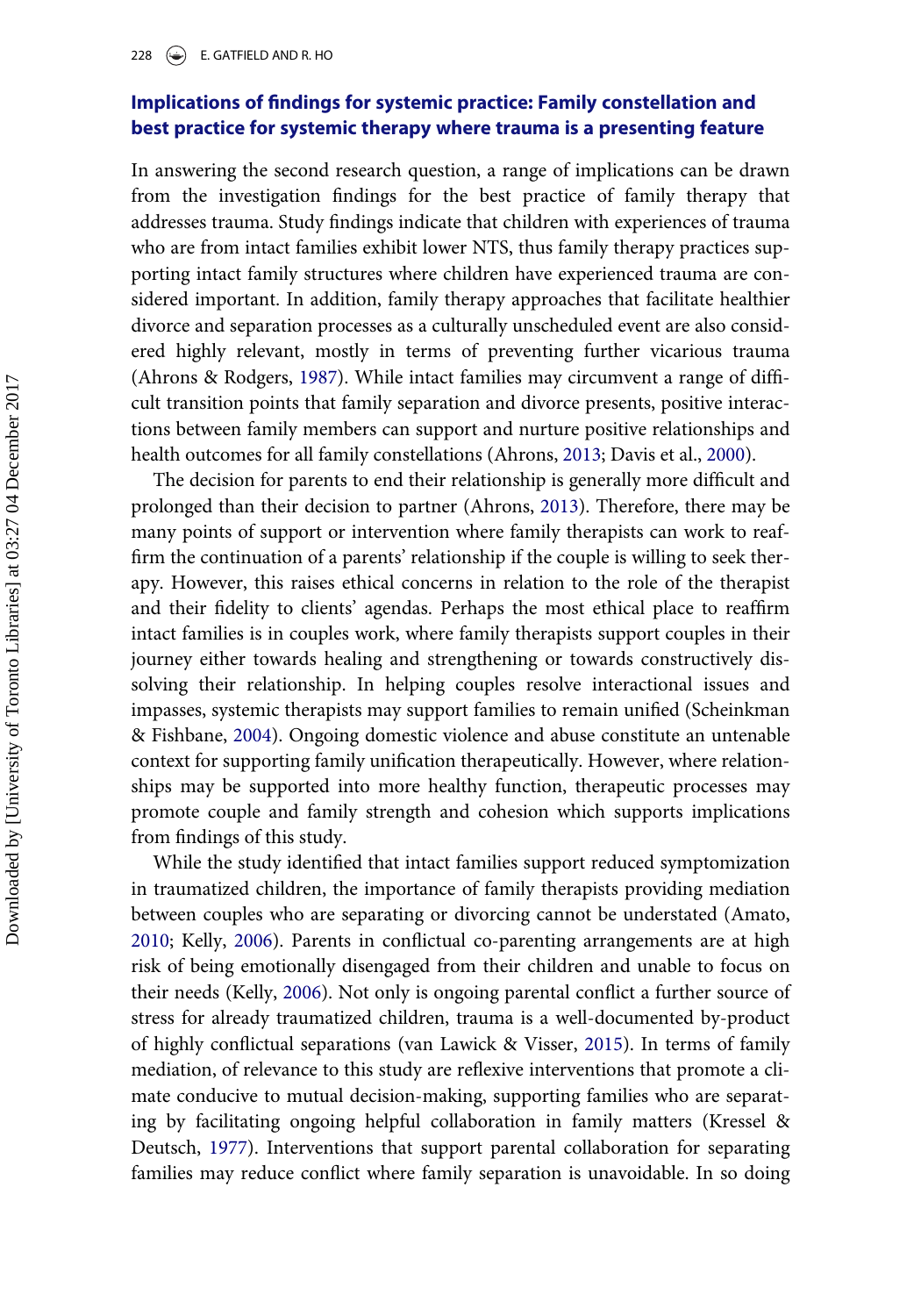## Implications of findings for systemic practice: Family constellation and best practice for systemic therapy where trauma is a presenting feature

In answering the second research question, a range of implications can be drawn from the investigation findings for the best practice of family therapy that addresses trauma. Study findings indicate that children with experiences of trauma who are from intact families exhibit lower NTS, thus family therapy practices supporting intact family structures where children have experienced trauma are considered important. In addition, family therapy approaches that facilitate healthier divorce and separation processes as a culturally unscheduled event are also considered highly relevant, mostly in terms of preventing further vicarious trauma (Ahrons & Rodgers, 1987). While intact families may circumvent a range of difficult transition points that family separation and divorce presents, positive interactions between family members can support and nurture positive relationships and health outcomes for all family constellations (Ahrons, 2013; Davis et al., 2000).

The decision for parents to end their relationship is generally more difficult and prolonged than their decision to partner (Ahrons, 2013). Therefore, there may be many points of support or intervention where family therapists can work to reaffirm the continuation of a parents' relationship if the couple is willing to seek therapy. However, this raises ethical concerns in relation to the role of the therapist and their fidelity to clients' agendas. Perhaps the most ethical place to reaffirm intact families is in couples work, where family therapists support couples in their journey either towards healing and strengthening or towards constructively dissolving their relationship. In helping couples resolve interactional issues and impasses, systemic therapists may support families to remain unified (Scheinkman & Fishbane, 2004). Ongoing domestic violence and abuse constitute an untenable context for supporting family unification therapeutically. However, where relationships may be supported into more healthy function, therapeutic processes may promote couple and family strength and cohesion which supports implications from findings of this study.

While the study identified that intact families support reduced symptomization in traumatized children, the importance of family therapists providing mediation between couples who are separating or divorcing cannot be understated (Amato, 2010; Kelly, 2006). Parents in conflictual co-parenting arrangements are at high risk of being emotionally disengaged from their children and unable to focus on their needs (Kelly, 2006). Not only is ongoing parental conflict a further source of stress for already traumatized children, trauma is a well-documented by-product of highly conflictual separations (van Lawick & Visser, 2015). In terms of family mediation, of relevance to this study are reflexive interventions that promote a climate conducive to mutual decision-making, supporting families who are separating by facilitating ongoing helpful collaboration in family matters (Kressel & Deutsch, 1977). Interventions that support parental collaboration for separating families may reduce conflict where family separation is unavoidable. In so doing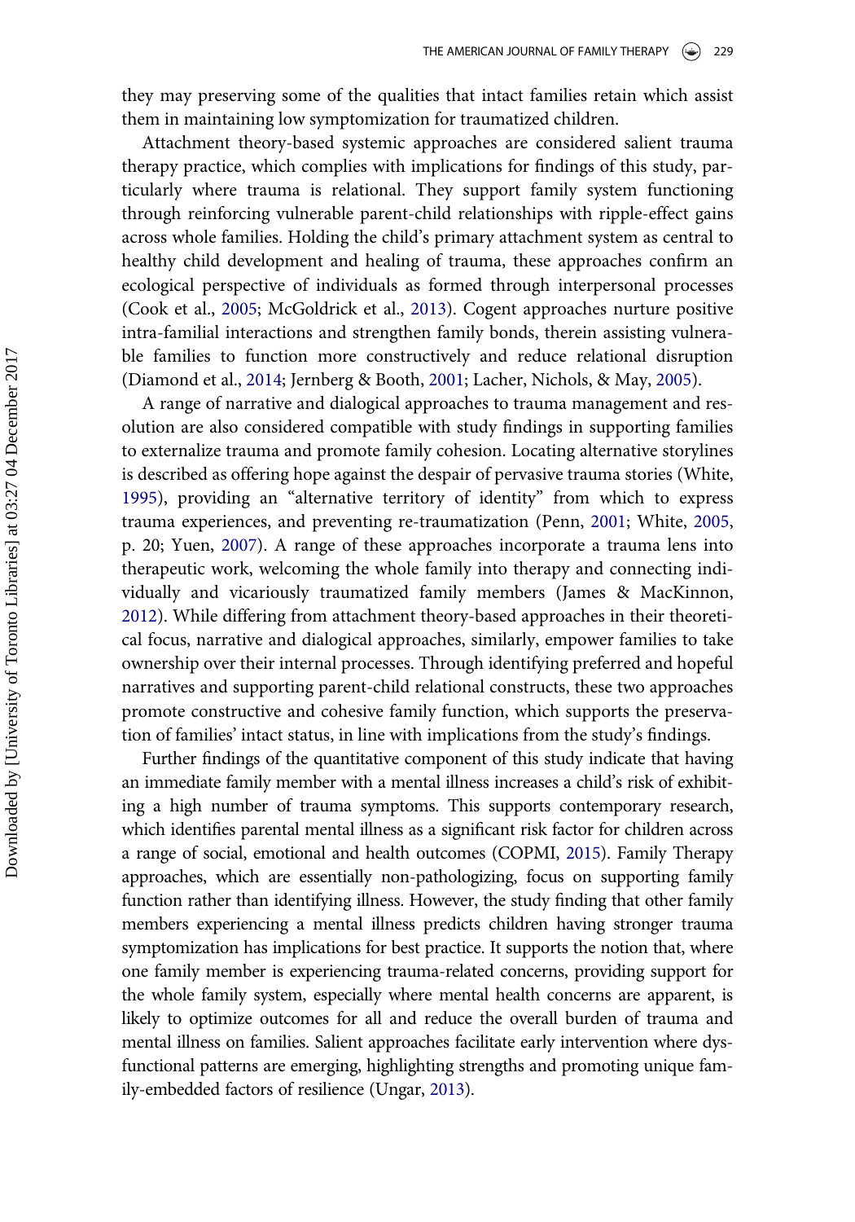they may preserving some of the qualities that intact families retain which assist them in maintaining low symptomization for traumatized children.

Attachment theory-based systemic approaches are considered salient trauma therapy practice, which complies with implications for findings of this study, particularly where trauma is relational. They support family system functioning through reinforcing vulnerable parent-child relationships with ripple-effect gains across whole families. Holding the child's primary attachment system as central to healthy child development and healing of trauma, these approaches confirm an ecological perspective of individuals as formed through interpersonal processes (Cook et al., 2005; McGoldrick et al., 2013). Cogent approaches nurture positive intra-familial interactions and strengthen family bonds, therein assisting vulnerable families to function more constructively and reduce relational disruption (Diamond et al., 2014; Jernberg & Booth, 2001; Lacher, Nichols, & May, 2005).

A range of narrative and dialogical approaches to trauma management and resolution are also considered compatible with study findings in supporting families to externalize trauma and promote family cohesion. Locating alternative storylines is described as offering hope against the despair of pervasive trauma stories (White, 1995), providing an "alternative territory of identity" from which to express trauma experiences, and preventing re-traumatization (Penn, 2001; White, 2005, p. 20; Yuen, 2007). A range of these approaches incorporate a trauma lens into therapeutic work, welcoming the whole family into therapy and connecting individually and vicariously traumatized family members (James & MacKinnon, 2012). While differing from attachment theory-based approaches in their theoretical focus, narrative and dialogical approaches, similarly, empower families to take ownership over their internal processes. Through identifying preferred and hopeful narratives and supporting parent-child relational constructs, these two approaches promote constructive and cohesive family function, which supports the preservation of families' intact status, in line with implications from the study's findings.

Further findings of the quantitative component of this study indicate that having an immediate family member with a mental illness increases a child's risk of exhibiting a high number of trauma symptoms. This supports contemporary research, which identifies parental mental illness as a significant risk factor for children across a range of social, emotional and health outcomes (COPMI, 2015). Family Therapy approaches, which are essentially non-pathologizing, focus on supporting family function rather than identifying illness. However, the study finding that other family members experiencing a mental illness predicts children having stronger trauma symptomization has implications for best practice. It supports the notion that, where one family member is experiencing trauma-related concerns, providing support for the whole family system, especially where mental health concerns are apparent, is likely to optimize outcomes for all and reduce the overall burden of trauma and mental illness on families. Salient approaches facilitate early intervention where dysfunctional patterns are emerging, highlighting strengths and promoting unique family-embedded factors of resilience (Ungar, 2013).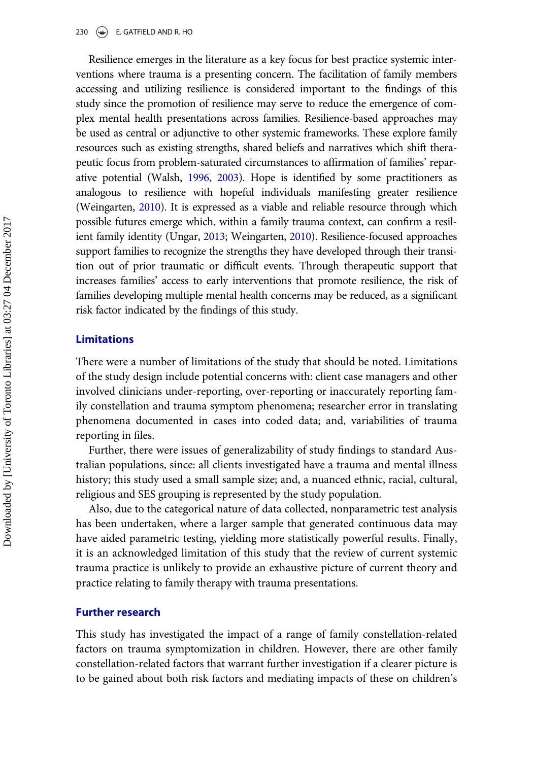Resilience emerges in the literature as a key focus for best practice systemic interventions where trauma is a presenting concern. The facilitation of family members accessing and utilizing resilience is considered important to the findings of this study since the promotion of resilience may serve to reduce the emergence of complex mental health presentations across families. Resilience-based approaches may be used as central or adjunctive to other systemic frameworks. These explore family resources such as existing strengths, shared beliefs and narratives which shift therapeutic focus from problem-saturated circumstances to affirmation of families' reparative potential (Walsh, 1996, 2003). Hope is identified by some practitioners as analogous to resilience with hopeful individuals manifesting greater resilience (Weingarten, 2010). It is expressed as a viable and reliable resource through which possible futures emerge which, within a family trauma context, can confirm a resilient family identity (Ungar, 2013; Weingarten, 2010). Resilience-focused approaches support families to recognize the strengths they have developed through their transition out of prior traumatic or difficult events. Through therapeutic support that increases families' access to early interventions that promote resilience, the risk of families developing multiple mental health concerns may be reduced, as a significant risk factor indicated by the findings of this study.

## Limitations

There were a number of limitations of the study that should be noted. Limitations of the study design include potential concerns with: client case managers and other involved clinicians under-reporting, over-reporting or inaccurately reporting family constellation and trauma symptom phenomena; researcher error in translating phenomena documented in cases into coded data; and, variabilities of trauma reporting in files.

Further, there were issues of generalizability of study findings to standard Australian populations, since: all clients investigated have a trauma and mental illness history; this study used a small sample size; and, a nuanced ethnic, racial, cultural, religious and SES grouping is represented by the study population.

Also, due to the categorical nature of data collected, nonparametric test analysis has been undertaken, where a larger sample that generated continuous data may have aided parametric testing, yielding more statistically powerful results. Finally, it is an acknowledged limitation of this study that the review of current systemic trauma practice is unlikely to provide an exhaustive picture of current theory and practice relating to family therapy with trauma presentations.

## Further research

This study has investigated the impact of a range of family constellation-related factors on trauma symptomization in children. However, there are other family constellation-related factors that warrant further investigation if a clearer picture is to be gained about both risk factors and mediating impacts of these on children's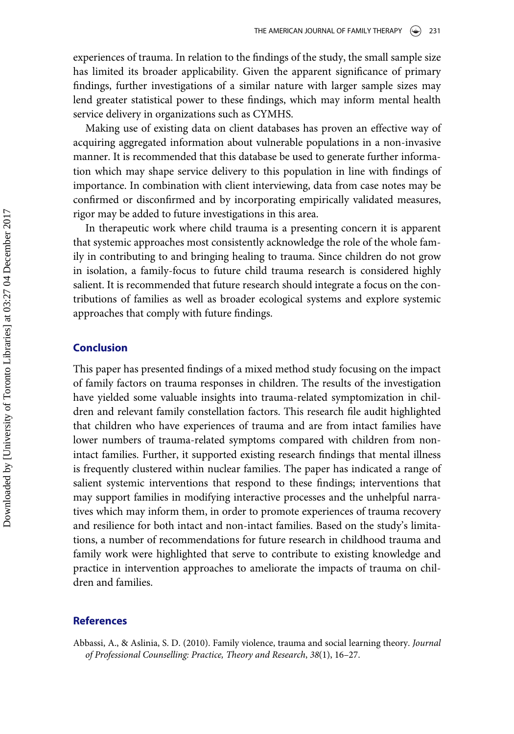experiences of trauma. In relation to the findings of the study, the small sample size has limited its broader applicability. Given the apparent significance of primary findings, further investigations of a similar nature with larger sample sizes may lend greater statistical power to these findings, which may inform mental health service delivery in organizations such as CYMHS.

Making use of existing data on client databases has proven an effective way of acquiring aggregated information about vulnerable populations in a non-invasive manner. It is recommended that this database be used to generate further information which may shape service delivery to this population in line with findings of importance. In combination with client interviewing, data from case notes may be confirmed or disconfirmed and by incorporating empirically validated measures, rigor may be added to future investigations in this area.

In therapeutic work where child trauma is a presenting concern it is apparent that systemic approaches most consistently acknowledge the role of the whole family in contributing to and bringing healing to trauma. Since children do not grow in isolation, a family-focus to future child trauma research is considered highly salient. It is recommended that future research should integrate a focus on the contributions of families as well as broader ecological systems and explore systemic approaches that comply with future findings.

## Conclusion

This paper has presented findings of a mixed method study focusing on the impact of family factors on trauma responses in children. The results of the investigation have yielded some valuable insights into trauma-related symptomization in children and relevant family constellation factors. This research file audit highlighted that children who have experiences of trauma and are from intact families have lower numbers of trauma-related symptoms compared with children from non-intact families. Further, it supported existing research findings that mental illness is frequently clustered within nuclear families. The paper has indicated a range of salient systemic interventions that respond to these findings; interventions that may support families in modifying interactive processes and the unhelpful narratives which may inform them, in order to promote experiences of trauma recovery and resilience for both intact and non-intact families. Based on the study's limitations, a number of recommendations for future research in childhood trauma and family work were highlighted that serve to contribute to existing knowledge and practice in intervention approaches to ameliorate the impacts of trauma on children and families.

## References

Abbassi, A., & Aslinia, S. D. (2010). Family violence, trauma and social learning theory. *Journal of Professional Counselling: Practice, Theory and Research*, *38*(1), 16–27.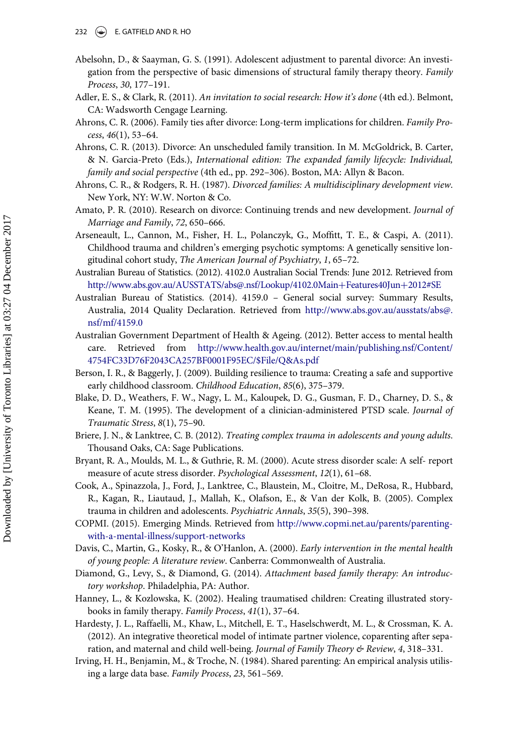Abelsohn, D., & Saayman, G. S. (1991). Adolescent adjustment to parental divorce: An investigation from the perspective of basic dimensions of structural family therapy theory. *Family Process*, *30*, 177–191.

Adler, E. S., & Clark, R. (2011). *An invitation to social research: How it's done* (4th ed.). Belmont, CA: Wadsworth Cengage Learning.

Ahrons, C. R. (2006). Family ties after divorce: Long-term implications for children. *Family Process*, *46*(1), 53–64.

Ahrons, C. R. (2013). Divorce: An unscheduled family transition. In M. McGoldrick, B. Carter, & N. Garcia-Preto (Eds.), *International edition: The expanded family lifecycle: Individual, family and social perspective* (4th ed., pp. 292–306). Boston, MA: Allyn & Bacon.

Ahrons, C. R., & Rodgers, R. H. (1987). *Divorced families: A multidisciplinary development view*. New York, NY: W.W. Norton & Co.

Amato, P. R. (2010). Research on divorce: Continuing trends and new development. *Journal of Marriage and Family*, *72*, 650–666.

Arseneault, L., Cannon, M., Fisher, H. L., Polanczyk, G., Moffitt, T. E., & Caspi, A. (2011). Childhood trauma and children's emerging psychotic symptoms: A genetically sensitive longitudinal cohort study, *The American Journal of Psychiatry*, *1*, 65–72.

Australian Bureau of Statistics. (2012). 4102.0 Australian Social Trends: June 2012. Retrieved from http://www.abs.gov.au/AUSSTATS/abs@.nsf/Lookup/4102.0Main+Features40Jun+2012#SE

Australian Bureau of Statistics. (2014). 4159.0 – General social survey: Summary Results, Australia, 2014 Quality Declaration. Retrieved from http://www.abs.gov.au/ausstats/abs@.nsf/mf/4159.0

Australian Government Department of Health & Ageing. (2012). Better access to mental health care. Retrieved from http://www.health.gov.au/internet/main/publishing.nsf/Content/4754FC33D76F2043CA257BF0001F95EC/$File/Q&As.pdf

Berson, I. R., & Baggerly, J. (2009). Building resilience to trauma: Creating a safe and supportive early childhood classroom. *Childhood Education*, *85*(6), 375–379.

Blake, D. D., Weathers, F. W., Nagy, L. M., Kaloupek, D. G., Gusman, F. D., Charney, D. S., & Keane, T. M. (1995). The development of a clinician-administered PTSD scale. *Journal of Traumatic Stress*, *8*(1), 75–90.

Briere, J. N., & Lanktree, C. B. (2012). *Treating complex trauma in adolescents and young adults*. Thousand Oaks, CA: Sage Publications.

Bryant, R. A., Moulds, M. L., & Guthrie, R. M. (2000). Acute stress disorder scale: A self- report measure of acute stress disorder. *Psychological Assessment*, *12*(1), 61–68.

Cook, A., Spinazzola, J., Ford, J., Lanktree, C., Blaustein, M., Cloitre, M., DeRosa, R., Hubbard, R., Kagan, R., Liautaud, J., Mallah, K., Olafson, E., & Van der Kolk, B. (2005). Complex trauma in children and adolescents. *Psychiatric Annals*, *35*(5), 390–398.

COPMI. (2015). Emerging Minds. Retrieved from http://www.copmi.net.au/parents/parenting-with-a-mental-illness/support-networks

Davis, C., Martin, G., Kosky, R., & O'Hanlon, A. (2000). *Early intervention in the mental health of young people: A literature review*. Canberra: Commonwealth of Australia.

Diamond, G., Levy, S., & Diamond, G. (2014). *Attachment based family therapy: An introductory workshop*. Philadelphia, PA: Author.

Hanney, L., & Kozlowska, K. (2002). Healing traumatised children: Creating illustrated storybooks in family therapy. *Family Process*, *41*(1), 37–64.

Hardesty, J. L., Raffaelli, M., Khaw, L., Mitchell, E. T., Haselschwerdt, M. L., & Crossman, K. A. (2012). An integrative theoretical model of intimate partner violence, coparenting after separation, and maternal and child well-being. *Journal of Family Theory & Review*, *4*, 318–331.

Irving, H. H., Benjamin, M., & Troche, N. (1984). Shared parenting: An empirical analysis utilising a large data base. *Family Process*, *23*, 561–569.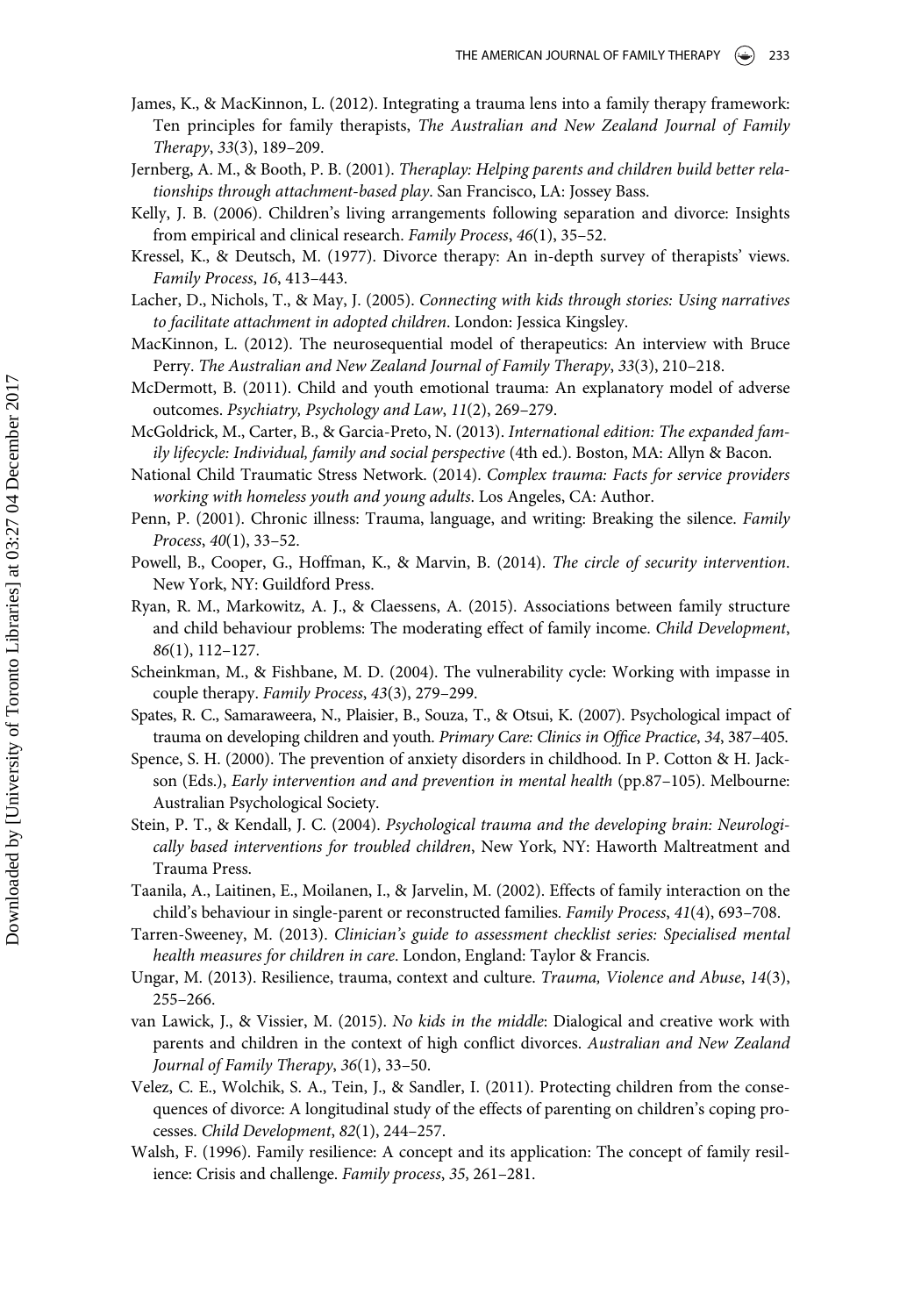James, K., & MacKinnon, L. (2012). Integrating a trauma lens into a family therapy framework: Ten principles for family therapists, *The Australian and New Zealand Journal of Family Therapy*, *33*(3), 189–209.

Jernberg, A. M., & Booth, P. B. (2001). *Theraplay: Helping parents and children build better relationships through attachment-based play*. San Francisco, LA: Jossey Bass.

Kelly, J. B. (2006). Children's living arrangements following separation and divorce: Insights from empirical and clinical research. *Family Process*, *46*(1), 35–52.

Kressel, K., & Deutsch, M. (1977). Divorce therapy: An in-depth survey of therapists' views. *Family Process*, *16*, 413–443.

Lacher, D., Nichols, T., & May, J. (2005). *Connecting with kids through stories: Using narratives to facilitate attachment in adopted children*. London: Jessica Kingsley.

MacKinnon, L. (2012). The neurosequential model of therapeutics: An interview with Bruce Perry. *The Australian and New Zealand Journal of Family Therapy*, *33*(3), 210–218.

McDermott, B. (2011). Child and youth emotional trauma: An explanatory model of adverse outcomes. *Psychiatry, Psychology and Law*, *11*(2), 269–279.

McGoldrick, M., Carter, B., & Garcia-Preto, N. (2013). *International edition: The expanded family lifecycle: Individual, family and social perspective* (4th ed.). Boston, MA: Allyn & Bacon.

National Child Traumatic Stress Network. (2014). *Complex trauma: Facts for service providers working with homeless youth and young adults*. Los Angeles, CA: Author.

Penn, P. (2001). Chronic illness: Trauma, language, and writing: Breaking the silence. *Family Process*, *40*(1), 33–52.

Powell, B., Cooper, G., Hoffman, K., & Marvin, B. (2014). *The circle of security intervention*. New York, NY: Guildford Press.

Ryan, R. M., Markowitz, A. J., & Claessens, A. (2015). Associations between family structure and child behaviour problems: The moderating effect of family income. *Child Development*, *86*(1), 112–127.

Scheinkman, M., & Fishbane, M. D. (2004). The vulnerability cycle: Working with impasse in couple therapy. *Family Process*, *43*(3), 279–299.

Spates, R. C., Samaraweera, N., Plaisier, B., Souza, T., & Otsui, K. (2007). Psychological impact of trauma on developing children and youth. *Primary Care: Clinics in Office Practice*, *34*, 387–405.

Spence, S. H. (2000). The prevention of anxiety disorders in childhood. In P. Cotton & H. Jackson (Eds.), *Early intervention and and prevention in mental health* (pp.87–105). Melbourne: Australian Psychological Society.

Stein, P. T., & Kendall, J. C. (2004). *Psychological trauma and the developing brain: Neurologically based interventions for troubled children*, New York, NY: Haworth Maltreatment and Trauma Press.

Taanila, A., Laitinen, E., Moilanen, I., & Jarvelin, M. (2002). Effects of family interaction on the child's behaviour in single-parent or reconstructed families. *Family Process*, *41*(4), 693–708.

Tarren-Sweeney, M. (2013). *Clinician's guide to assessment checklist series: Specialised mental health measures for children in care*. London, England: Taylor & Francis.

Ungar, M. (2013). Resilience, trauma, context and culture. *Trauma, Violence and Abuse*, *14*(3), 255–266.

van Lawick, J., & Vissier, M. (2015). *No kids in the middle*: Dialogical and creative work with parents and children in the context of high conflict divorces. *Australian and New Zealand Journal of Family Therapy*, *36*(1), 33–50.

Velez, C. E., Wolchik, S. A., Tein, J., & Sandler, I. (2011). Protecting children from the consequences of divorce: A longitudinal study of the effects of parenting on children's coping processes. *Child Development*, *82*(1), 244–257.

Walsh, F. (1996). Family resilience: A concept and its application: The concept of family resilience: Crisis and challenge. *Family process*, *35*, 261–281.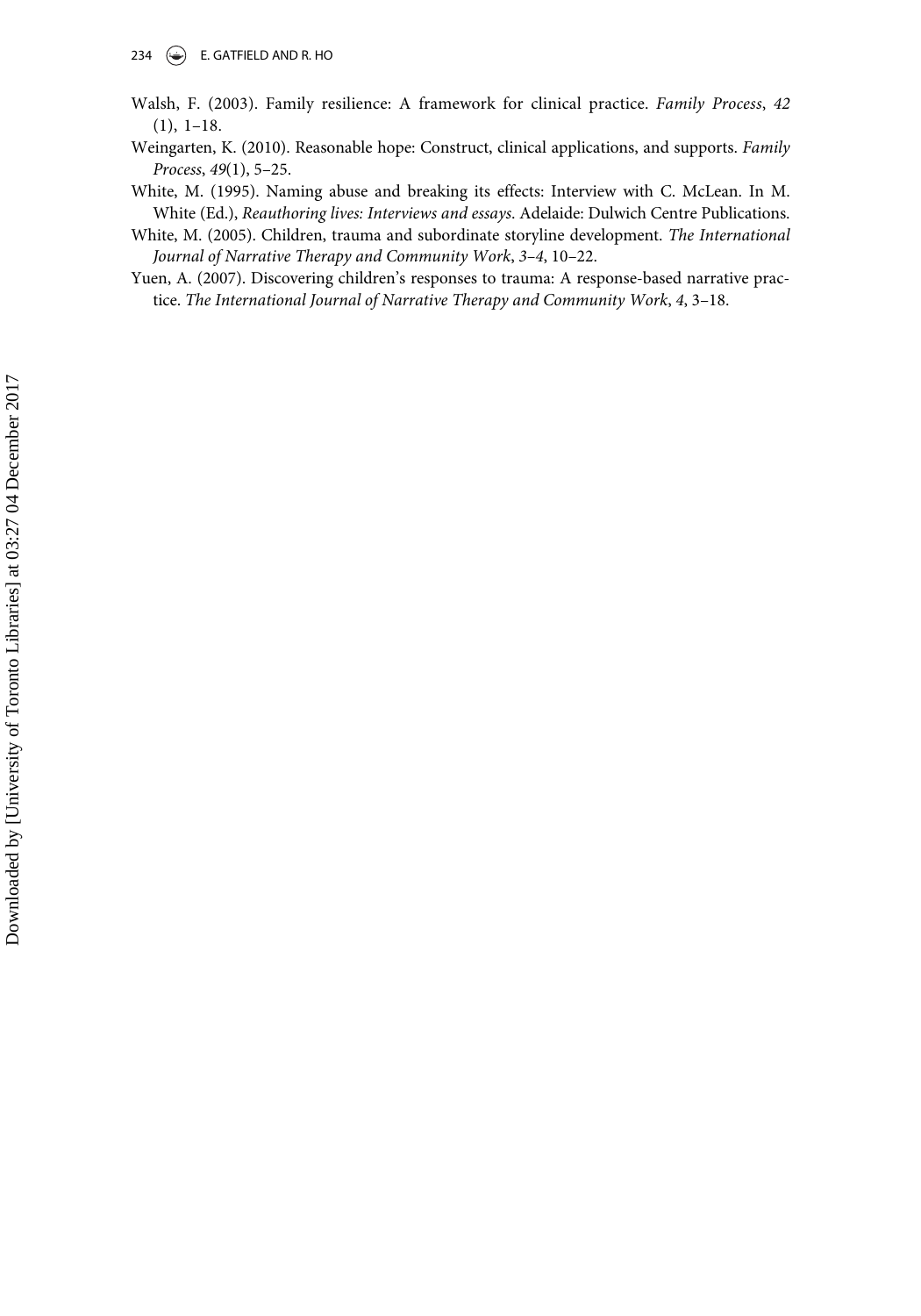Walsh, F. (2003). Family resilience: A framework for clinical practice. *Family Process*, *42* (1), 1–18.

Weingarten, K. (2010). Reasonable hope: Construct, clinical applications, and supports. *Family Process*, *49*(1), 5–25.

White, M. (1995). Naming abuse and breaking its effects: Interview with C. McLean. In M. White (Ed.), *Reauthoring lives: Interviews and essays*. Adelaide: Dulwich Centre Publications.

White, M. (2005). Children, trauma and subordinate storyline development. *The International Journal of Narrative Therapy and Community Work*, *3–4*, 10–22.

Yuen, A. (2007). Discovering children's responses to trauma: A response-based narrative practice. *The International Journal of Narrative Therapy and Community Work*, *4*, 3–18.